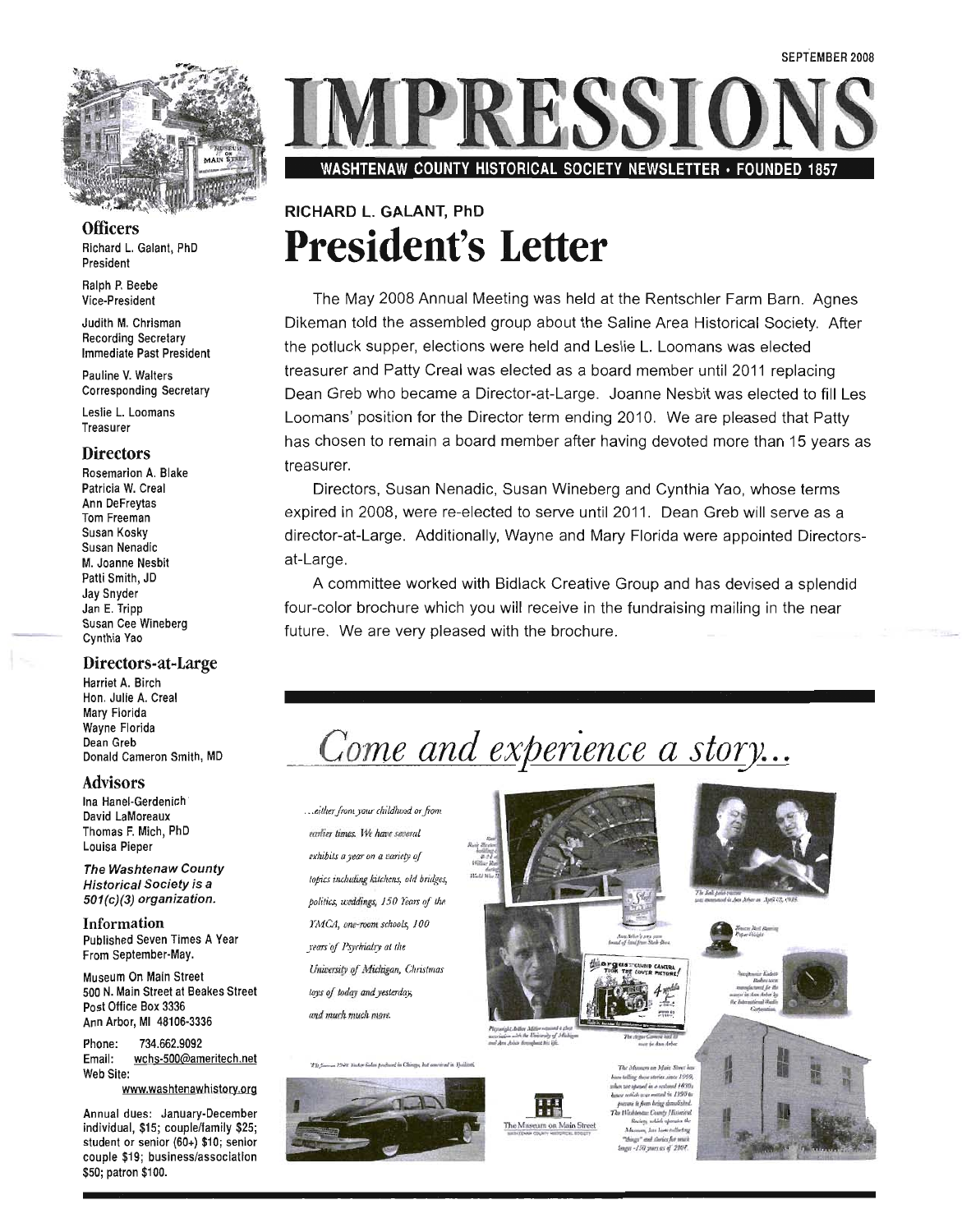SEPTEMBER 2008

# IMPRESSIONS

**WASHTENAW COUNTY HISTORICAL SOCIETY NEWSLETTER • FOUNDED 1857**

## Officers

Richard L. Galant, PhD
President

Ralph P. Beebe
Vice-President

Judith M. Chrisman
Recording Secretary
Immediate Past President

Pauline V. Walters
Corresponding Secretary

Leslie L. Loomans
Treasurer

## Directors

Rosemarion A. Blake
Patricia W. Creal
Ann DeFreytas
Tom Freeman
Susan Kosky
Susan Nenadic
M. Joanne Nesbit
Patti Smith, JD
Jay Snyder
Jan E. Tripp
Susan Cee Wineberg
Cynthia Yao

## Directors-at-Large

Harriet A. Birch
Hon. Julie A. Creal
Mary Florida
Wayne Florida
Dean Greb
Donald Cameron Smith, MD

## Advisors

Ina Hanel-Gerdenich
David LaMoreaux
Thomas F. Mich, PhD
Louisa Pieper

***The Washtenaw County Historical Society is a 501(c)(3) organization.***

## Information

Published Seven Times A Year From September-May.

Museum On Main Street
500 N. Main Street at Beakes Street
Post Office Box 3336
Ann Arbor, MI 48106-3336

Phone: 734.662.9092
Email: wchs-500@ameritech.net
Web Site: www.washtenawhistory.org

Annual dues: January-December individual, $15; couple/family $25; student or senior (60+) $10; senior couple $19; business/association $50; patron $100.

---

RICHARD L. GALANT, PhD

# President's Letter

The May 2008 Annual Meeting was held at the Rentschler Farm Barn. Agnes Dikeman told the assembled group about the Saline Area Historical Society. After the potluck supper, elections were held and Leslie L. Loomans was elected treasurer and Patty Creal was elected as a board member until 2011 replacing Dean Greb who became a Director-at-Large. Joanne Nesbit was elected to fill Les Loomans' position for the Director term ending 2010. We are pleased that Patty has chosen to remain a board member after having devoted more than 15 years as treasurer.

Directors, Susan Nenadic, Susan Wineberg and Cynthia Yao, whose terms expired in 2008, were re-elected to serve until 2011. Dean Greb will serve as a director-at-Large. Additionally, Wayne and Mary Florida were appointed Directors-at-Large.

A committee worked with Bidlack Creative Group and has devised a splendid four-color brochure which you will receive in the fundraising mailing in the near future. We are very pleased with the brochure.

---

## *Come and experience a story...*

*...either from your childhood or from earlier times. We have several exhibits a year on a variety of topics including kitchens, old bridges, politics, weddings, 150 Years of the YMCA, one-room schools, 100 years of Psychiatry at the University of Michigan, Christmas toys of today and yesterday, and much much more.*

The Museum on Main Street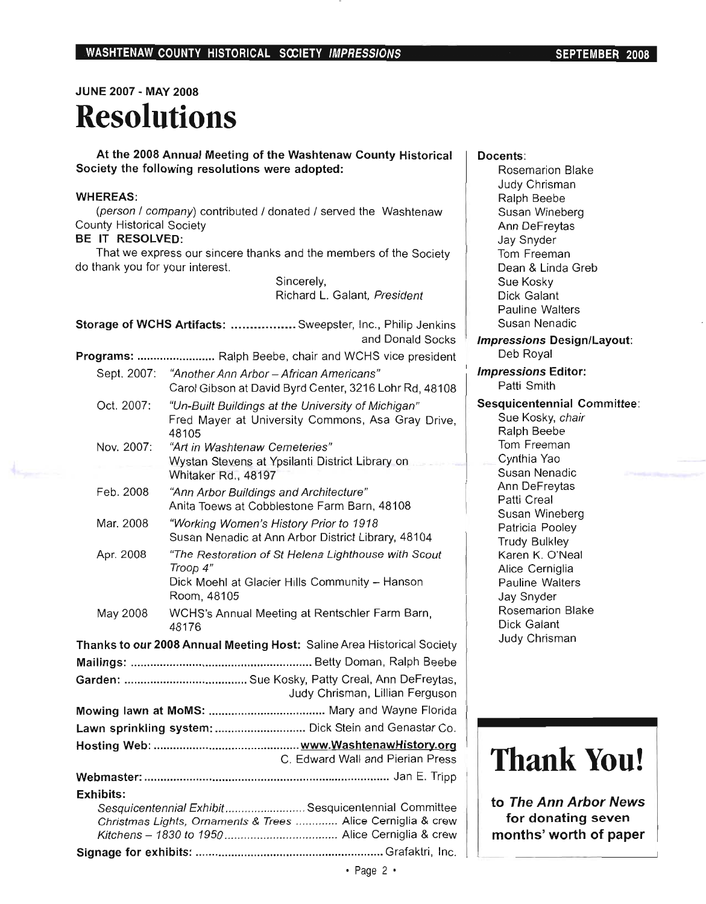JUNE 2007 - MAY 2008

# Resolutions

**At the 2008 Annual Meeting of the Washtenaw County Historical Society the following resolutions were adopted:**

**WHEREAS:**

(*person / company*) contributed / donated / served the Washtenaw County Historical Society

**BE IT RESOLVED:**

That we express our sincere thanks and the members of the Society do thank you for your interest.

Sincerely,
Richard L. Galant, *President*

**Storage of WCHS Artifacts:** ................. Sweepster, Inc., Philip Jenkins and Donald Socks

**Programs:** ........................ Ralph Beebe, chair and WCHS vice president

| | |
|---|---|
| Sept. 2007: | *"Another Ann Arbor – African Americans"* Carol Gibson at David Byrd Center, 3216 Lohr Rd, 48108 |
| Oct. 2007: | *"Un-Built Buildings at the University of Michigan"* Fred Mayer at University Commons, Asa Gray Drive, 48105 |
| Nov. 2007: | *"Art in Washtenaw Cemeteries"* Wystan Stevens at Ypsilanti District Library on Whitaker Rd., 48197 |
| Feb. 2008 | *"Ann Arbor Buildings and Architecture"* Anita Toews at Cobblestone Farm Barn, 48108 |
| Mar. 2008 | *"Working Women's History Prior to 1918* Susan Nenadic at Ann Arbor District Library, 48104 |
| Apr. 2008 | *"The Restoration of St Helena Lighthouse with Scout Troop 4"* Dick Moehl at Glacier Hills Community – Hanson Room, 48105 |
| May 2008 | WCHS's Annual Meeting at Rentschler Farm Barn, 48176 |

**Thanks to our 2008 Annual Meeting Host:** Saline Area Historical Society

**Mailings:** ........................................................ Betty Doman, Ralph Beebe

**Garden:** ...................................... Sue Kosky, Patty Creal, Ann DeFreytas, Judy Chrisman, Lillian Ferguson

**Mowing lawn at MoMS:** .................................... Mary and Wayne Florida

**Lawn sprinkling system:** ............................ Dick Stein and Genastar Co.

**Hosting Web:** ............................................ **www.WashtenawHistory.org** C. Edward Wall and Pierian Press

**Webmaster:** ........................................................................... Jan E. Tripp

**Exhibits:**

*Sesquicentennial Exhibit* ......................... Sesquicentennial Committee
*Christmas Lights, Ornaments & Trees* ............ Alice Cerniglia & crew
*Kitchens – 1830 to 1950* .................................. Alice Cerniglia & crew

**Signage for exhibits:** .......................................................... Grafaktri, Inc.

**Docents:**

Rosemarion Blake
Judy Chrisman
Ralph Beebe
Susan Wineberg
Ann DeFreytas
Jay Snyder
Tom Freeman
Dean & Linda Greb
Sue Kosky
Dick Galant
Pauline Walters
Susan Nenadic

***Impressions* Design/Layout:**
Deb Royal

***Impressions* Editor:**
Patti Smith

**Sesquicentennial Committee:**
Sue Kosky, *chair*
Ralph Beebe
Tom Freeman
Cynthia Yao
Susan Nenadic
Ann DeFreytas
Patti Creal
Susan Wineberg
Patricia Pooley
Trudy Bulkley
Karen K. O'Neal
Alice Cerniglia
Pauline Walters
Jay Snyder
Rosemarion Blake
Dick Galant
Judy Chrisman

## Thank You!

**to *The Ann Arbor News* for donating seven months' worth of paper**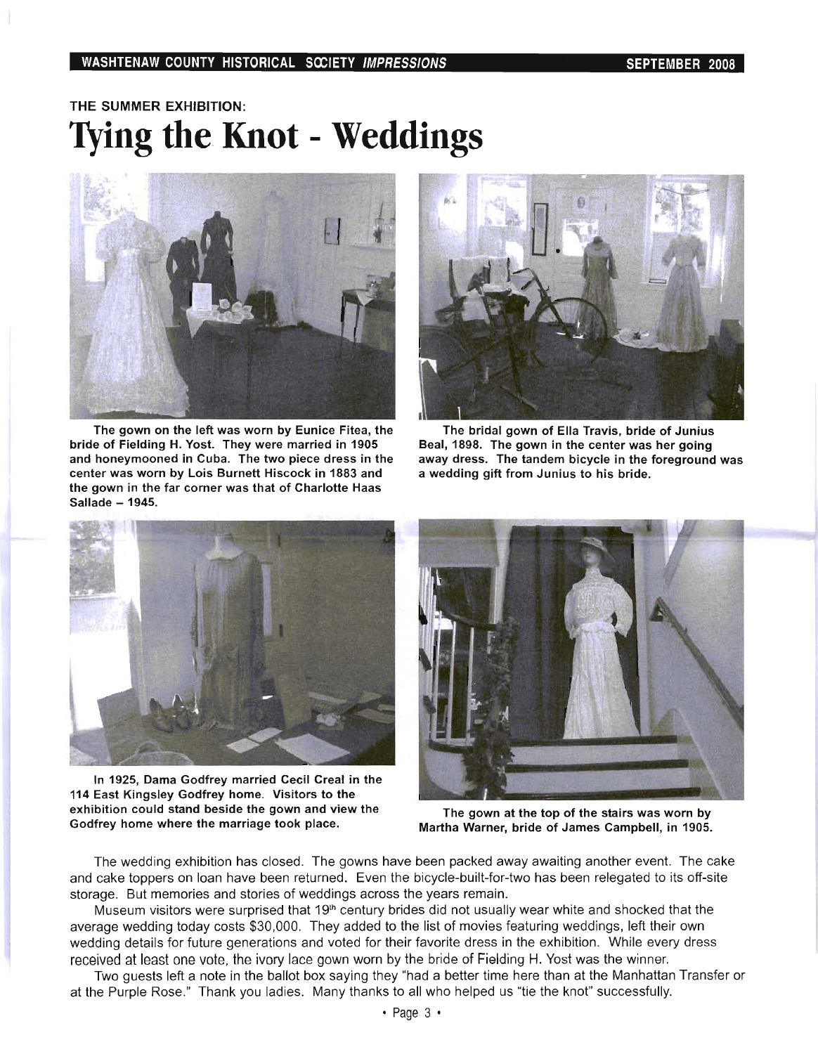THE SUMMER EXHIBITION:

# Tying the Knot - Weddings

The gown on the left was worn by Eunice Fitea, the bride of Fielding H. Yost. They were married in 1905 and honeymooned in Cuba. The two piece dress in the center was worn by Lois Burnett Hiscock in 1883 and the gown in the far corner was that of Charlotte Haas Sallade – 1945.

The bridal gown of Ella Travis, bride of Junius Beal, 1898. The gown in the center was her going away dress. The tandem bicycle in the foreground was a wedding gift from Junius to his bride.

In 1925, Dama Godfrey married Cecil Creal in the 114 East Kingsley Godfrey home. Visitors to the exhibition could stand beside the gown and view the Godfrey home where the marriage took place.

The gown at the top of the stairs was worn by Martha Warner, bride of James Campbell, in 1905.

The wedding exhibition has closed. The gowns have been packed away awaiting another event. The cake and cake toppers on loan have been returned. Even the bicycle-built-for-two has been relegated to its off-site storage. But memories and stories of weddings across the years remain.

Museum visitors were surprised that 19th century brides did not usually wear white and shocked that the average wedding today costs $30,000. They added to the list of movies featuring weddings, left their own wedding details for future generations and voted for their favorite dress in the exhibition. While every dress received at least one vote, the ivory lace gown worn by the bride of Fielding H. Yost was the winner.

Two guests left a note in the ballot box saying they "had a better time here than at the Manhattan Transfer or at the Purple Rose." Thank you ladies. Many thanks to all who helped us "tie the knot" successfully.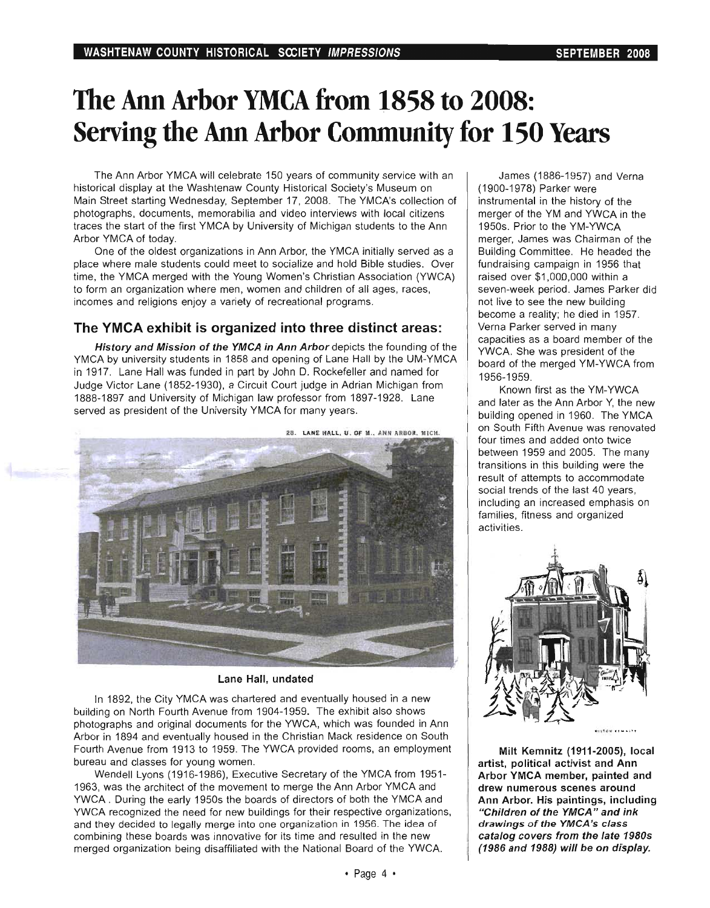// Page 4 of 8 — the running header "WASHTENAW COUNTY HISTORICAL SOCIETY IMPRESSIONS / SEPTEMBER 2008" and the "Page 4" footer are omitted per the rules.
# The Ann Arbor YMCA from 1858 to 2008: Serving the Ann Arbor Community for 150 Years

The Ann Arbor YMCA will celebrate 150 years of community service with an historical display at the Washtenaw County Historical Society's Museum on Main Street starting Wednesday, September 17, 2008. The YMCA's collection of photographs, documents, memorabilia and video interviews with local citizens traces the start of the first YMCA by University of Michigan students to the Ann Arbor YMCA of today.

One of the oldest organizations in Ann Arbor, the YMCA initially served as a place where male students could meet to socialize and hold Bible studies. Over time, the YMCA merged with the Young Women's Christian Association (YWCA) to form an organization where men, women and children of all ages, races, incomes and religions enjoy a variety of recreational programs.

## The YMCA exhibit is organized into three distinct areas:

***History and Mission of the YMCA in Ann Arbor*** depicts the founding of the YMCA by university students in 1858 and opening of Lane Hall by the UM-YMCA in 1917. Lane Hall was funded in part by John D. Rockefeller and named for Judge Victor Lane (1852-1930), a Circuit Court judge in Adrian Michigan from 1888-1897 and University of Michigan law professor from 1897-1928. Lane served as president of the University YMCA for many years.

28. LANE HALL, U. OF M., ANN ARBOR, MICH.

**Lane Hall, undated**

In 1892, the City YMCA was chartered and eventually housed in a new building on North Fourth Avenue from 1904-1959. The exhibit also shows photographs and original documents for the YWCA, which was founded in Ann Arbor in 1894 and eventually housed in the Christian Mack residence on South Fourth Avenue from 1913 to 1959. The YWCA provided rooms, an employment bureau and classes for young women.

Wendell Lyons (1916-1986), Executive Secretary of the YMCA from 1951-1963, was the architect of the movement to merge the Ann Arbor YMCA and YWCA . During the early 1950s the boards of directors of both the YMCA and YWCA recognized the need for new buildings for their respective organizations, and they decided to legally merge into one organization in 1956. The idea of combining these boards was innovative for its time and resulted in the new merged organization being disaffiliated with the National Board of the YWCA.

James (1886-1957) and Verna (1900-1978) Parker were instrumental in the history of the merger of the YM and YWCA in the 1950s. Prior to the YM-YWCA merger, James was Chairman of the Building Committee. He headed the fundraising campaign in 1956 that raised over $1,000,000 within a seven-week period. James Parker did not live to see the new building become a reality; he died in 1957. Verna Parker served in many capacities as a board member of the YWCA. She was president of the board of the merged YM-YWCA from 1956-1959.

Known first as the YM-YWCA and later as the Ann Arbor Y, the new building opened in 1960. The YMCA on South Fifth Avenue was renovated four times and added onto twice between 1959 and 2005. The many transitions in this building were the result of attempts to accommodate social trends of the last 40 years, including an increased emphasis on families, fitness and organized activities.

**Milt Kemnitz (1911-2005), local artist, political activist and Ann Arbor YMCA member, painted and drew numerous scenes around Ann Arbor. His paintings, including *"Children of the YMCA"* and *ink drawings of the YMCA's class catalog covers from the late 1980s (1986 and 1988) will be on display.***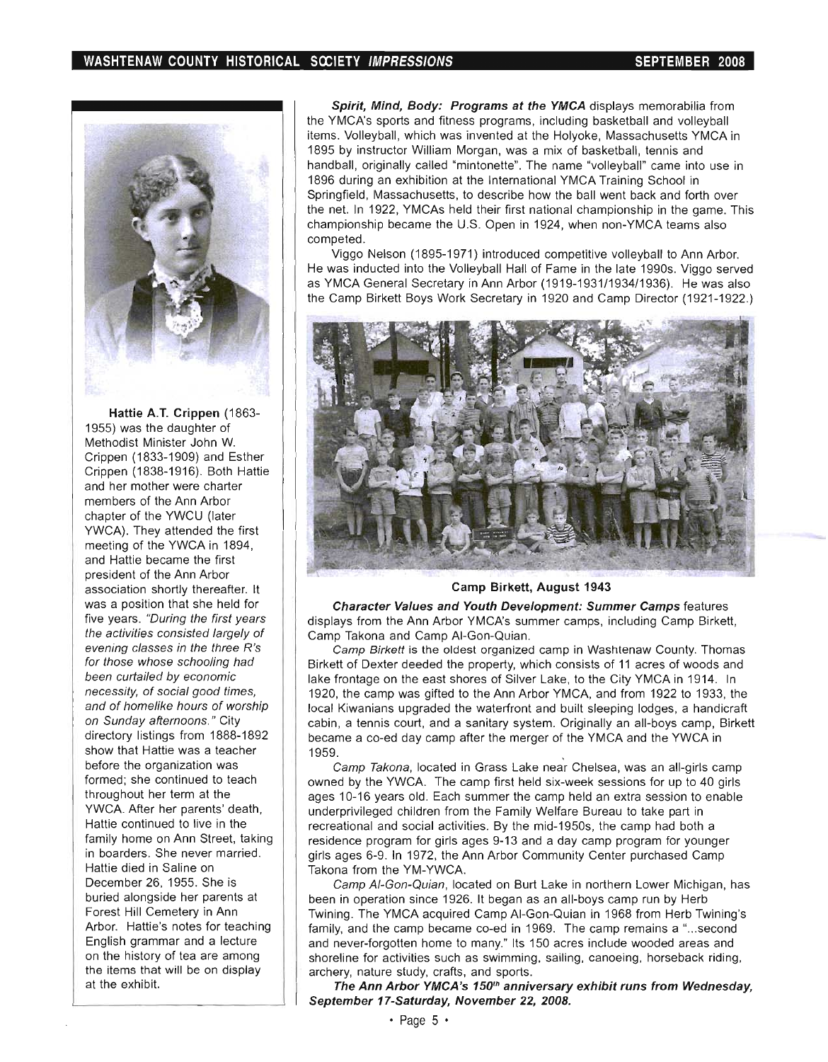**Hattie A.T. Crippen** (1863-1955) was the daughter of Methodist Minister John W. Crippen (1833-1909) and Esther Crippen (1838-1916). Both Hattie and her mother were charter members of the Ann Arbor chapter of the YWCU (later YWCA). They attended the first meeting of the YWCA in 1894, and Hattie became the first president of the Ann Arbor association shortly thereafter. It was a position that she held for five years. *"During the first years the activities consisted largely of evening classes in the three R's for those whose schooling had been curtailed by economic necessity, of social good times, and of homelike hours of worship on Sunday afternoons."* City directory listings from 1888-1892 show that Hattie was a teacher before the organization was formed; she continued to teach throughout her term at the YWCA. After her parents' death, Hattie continued to live in the family home on Ann Street, taking in boarders. She never married. Hattie died in Saline on December 26, 1955. She is buried alongside her parents at Forest Hill Cemetery in Ann Arbor. Hattie's notes for teaching English grammar and a lecture on the history of tea are among the items that will be on display at the exhibit.

***Spirit, Mind, Body: Programs at the YMCA*** displays memorabilia from the YMCA's sports and fitness programs, including basketball and volleyball items. Volleyball, which was invented at the Holyoke, Massachusetts YMCA in 1895 by instructor William Morgan, was a mix of basketball, tennis and handball, originally called "mintonette". The name "volleyball" came into use in 1896 during an exhibition at the International YMCA Training School in Springfield, Massachusetts, to describe how the ball went back and forth over the net. In 1922, YMCAs held their first national championship in the game. This championship became the U.S. Open in 1924, when non-YMCA teams also competed.

Viggo Nelson (1895-1971) introduced competitive volleyball to Ann Arbor. He was inducted into the Volleyball Hall of Fame in the late 1990s. Viggo served as YMCA General Secretary in Ann Arbor (1919-1931/1934/1936). He was also the Camp Birkett Boys Work Secretary in 1920 and Camp Director (1921-1922.)

**Camp Birkett, August 1943**

***Character Values and Youth Development: Summer Camps*** features displays from the Ann Arbor YMCA's summer camps, including Camp Birkett, Camp Takona and Camp Al-Gon-Quian.

*Camp Birkett* is the oldest organized camp in Washtenaw County. Thomas Birkett of Dexter deeded the property, which consists of 11 acres of woods and lake frontage on the east shores of Silver Lake, to the City YMCA in 1914. In 1920, the camp was gifted to the Ann Arbor YMCA, and from 1922 to 1933, the local Kiwanians upgraded the waterfront and built sleeping lodges, a handicraft cabin, a tennis court, and a sanitary system. Originally an all-boys camp, Birkett became a co-ed day camp after the merger of the YMCA and the YWCA in 1959.

*Camp Takona*, located in Grass Lake near Chelsea, was an all-girls camp owned by the YWCA. The camp first held six-week sessions for up to 40 girls ages 10-16 years old. Each summer the camp held an extra session to enable underprivileged children from the Family Welfare Bureau to take part in recreational and social activities. By the mid-1950s, the camp had both a residence program for girls ages 9-13 and a day camp program for younger girls ages 6-9. In 1972, the Ann Arbor Community Center purchased Camp Takona from the YM-YWCA.

*Camp Al-Gon-Quian*, located on Burt Lake in northern Lower Michigan, has been in operation since 1926. It began as an all-boys camp run by Herb Twining. The YMCA acquired Camp Al-Gon-Quian in 1968 from Herb Twining's family, and the camp became co-ed in 1969. The camp remains a "...second and never-forgotten home to many." Its 150 acres include wooded areas and shoreline for activities such as swimming, sailing, canoeing, horseback riding, archery, nature study, crafts, and sports.

***The Ann Arbor YMCA's 150th anniversary exhibit runs from Wednesday, September 17-Saturday, November 22, 2008.***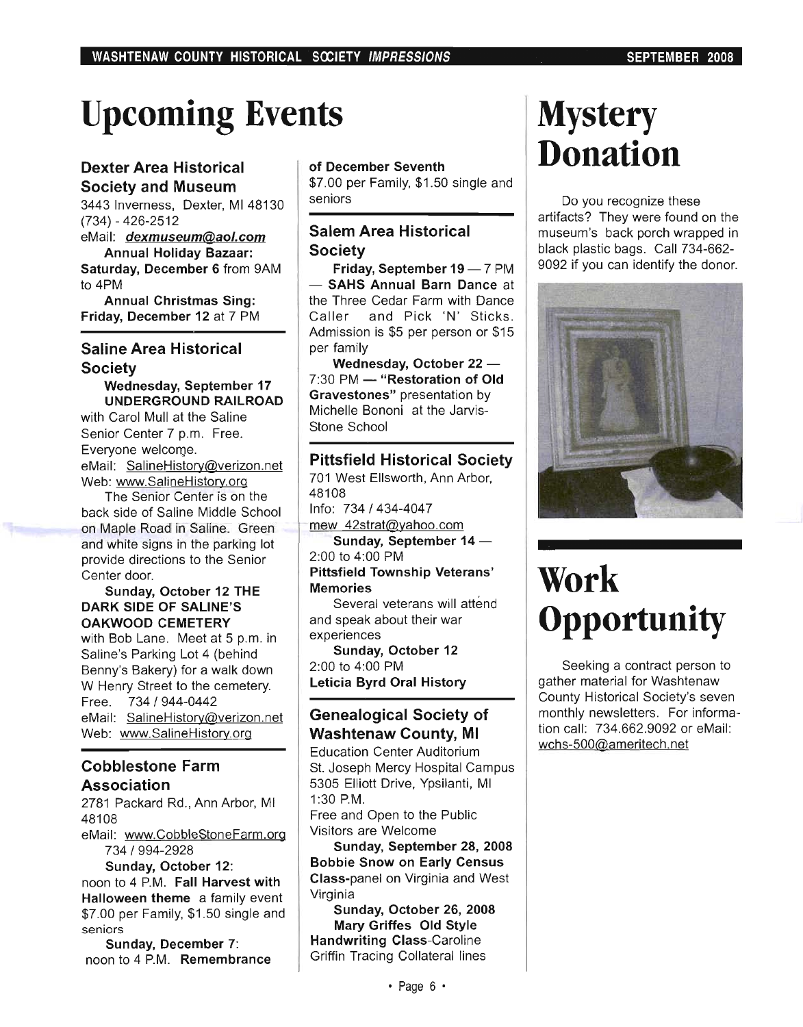# Upcoming Events

### Dexter Area Historical Society and Museum

3443 Inverness, Dexter, MI 48130
(734) - 426-2512
eMail: ***dexmuseum@aol.com***

**Annual Holiday Bazaar: Saturday, December 6** from 9AM to 4PM

**Annual Christmas Sing: Friday, December 12** at 7 PM

### Saline Area Historical Society

**Wednesday, September 17 UNDERGROUND RAILROAD** with Carol Mull at the Saline Senior Center 7 p.m. Free. Everyone welcome.
eMail: SalineHistory@verizon.net
Web: www.SalineHistory.org

The Senior Center is on the back side of Saline Middle School on Maple Road in Saline. Green and white signs in the parking lot provide directions to the Senior Center door.

**Sunday, October 12 THE DARK SIDE OF SALINE'S OAKWOOD CEMETERY** with Bob Lane. Meet at 5 p.m. in Saline's Parking Lot 4 (behind Benny's Bakery) for a walk down W Henry Street to the cemetery. Free. 734 / 944-0442
eMail: SalineHistory@verizon.net
Web: www.SalineHistory.org

### Cobblestone Farm Association

2781 Packard Rd., Ann Arbor, MI 48108
eMail: www.CobbleStoneFarm.org
734 / 994-2928

**Sunday, October 12:** noon to 4 P.M. **Fall Harvest with Halloween theme** a family event $7.00 per Family, $1.50 single and seniors

**Sunday, December 7:** noon to 4 P.M. **Remembrance of December Seventh** $7.00 per Family, $1.50 single and seniors

### Salem Area Historical Society

**Friday, September 19 — 7 PM — SAHS Annual Barn Dance** at the Three Cedar Farm with Dance Caller and Pick 'N' Sticks. Admission is $5 per person or $15 per family

**Wednesday, October 22 —** 7:30 PM **— "Restoration of Old Gravestones"** presentation by Michelle Bononi at the Jarvis-Stone School

### Pittsfield Historical Society

701 West Ellsworth, Ann Arbor, 48108
Info: 734 / 434-4047
mew_42strat@yahoo.com

**Sunday, September 14 —** 2:00 to 4:00 PM
**Pittsfield Township Veterans' Memories**
Several veterans will attend and speak about their war experiences

**Sunday, October 12**
2:00 to 4:00 PM
**Leticia Byrd Oral History**

### Genealogical Society of Washtenaw County, MI

Education Center Auditorium
St. Joseph Mercy Hospital Campus
5305 Elliott Drive, Ypsilanti, MI
1:30 P.M.
Free and Open to the Public
Visitors are Welcome

**Sunday, September 28, 2008**
**Bobbie Snow on Early Census Class-**panel on Virginia and West Virginia

**Sunday, October 26, 2008**
**Mary Griffes Old Style Handwriting Class-**Caroline Griffin Tracing Collateral lines

# Mystery Donation

Do you recognize these artifacts? They were found on the museum's back porch wrapped in black plastic bags. Call 734-662-9092 if you can identify the donor.

# Work Opportunity

Seeking a contract person to gather material for Washtenaw County Historical Society's seven monthly newsletters. For information call: 734.662.9092 or eMail: wchs-500@ameritech.net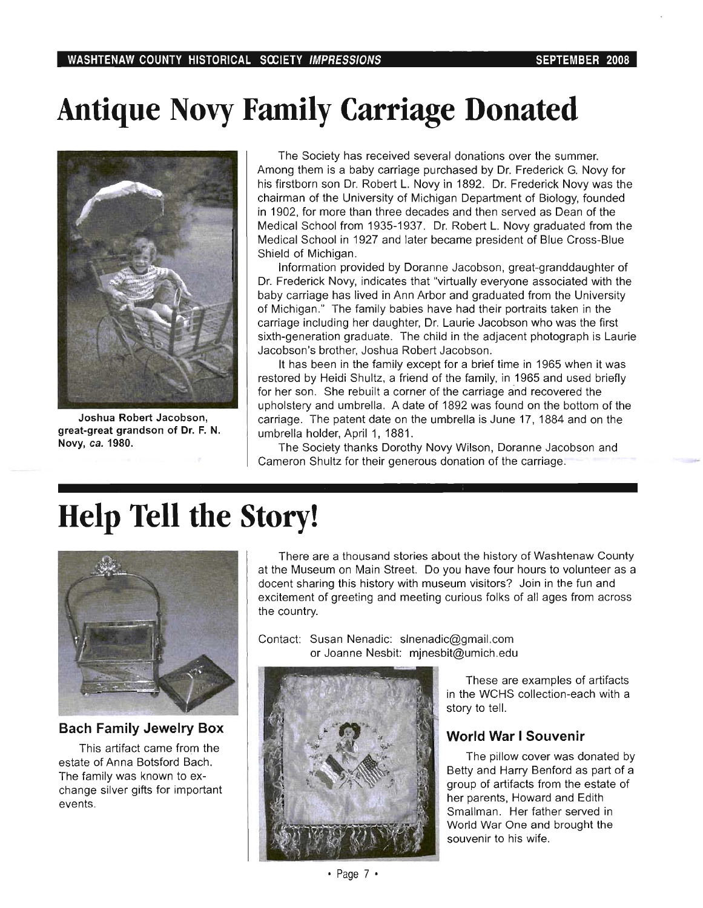# Antique Novy Family Carriage Donated

Joshua Robert Jacobson, great-great grandson of Dr. F. N. Novy, *ca.* 1980.

The Society has received several donations over the summer. Among them is a baby carriage purchased by Dr. Frederick G. Novy for his firstborn son Dr. Robert L. Novy in 1892. Dr. Frederick Novy was the chairman of the University of Michigan Department of Biology, founded in 1902, for more than three decades and then served as Dean of the Medical School from 1935-1937. Dr. Robert L. Novy graduated from the Medical School in 1927 and later became president of Blue Cross-Blue Shield of Michigan.

Information provided by Doranne Jacobson, great-granddaughter of Dr. Frederick Novy, indicates that "virtually everyone associated with the baby carriage has lived in Ann Arbor and graduated from the University of Michigan." The family babies have had their portraits taken in the carriage including her daughter, Dr. Laurie Jacobson who was the first sixth-generation graduate. The child in the adjacent photograph is Laurie Jacobson's brother, Joshua Robert Jacobson.

It has been in the family except for a brief time in 1965 when it was restored by Heidi Shultz, a friend of the family, in 1965 and used briefly for her son. She rebuilt a corner of the carriage and recovered the upholstery and umbrella. A date of 1892 was found on the bottom of the carriage. The patent date on the umbrella is June 17, 1884 and on the umbrella holder, April 1, 1881.

The Society thanks Dorothy Novy Wilson, Doranne Jacobson and Cameron Shultz for their generous donation of the carriage.

# Help Tell the Story!

There are a thousand stories about the history of Washtenaw County at the Museum on Main Street. Do you have four hours to volunteer as a docent sharing this history with museum visitors? Join in the fun and excitement of greeting and meeting curious folks of all ages from across the country.

Contact: Susan Nenadic: slnenadic@gmail.com
or Joanne Nesbit: mjnesbit@umich.edu

These are examples of artifacts in the WCHS collection-each with a story to tell.

### Bach Family Jewelry Box

This artifact came from the estate of Anna Botsford Bach. The family was known to exchange silver gifts for important events.

### World War I Souvenir

The pillow cover was donated by Betty and Harry Benford as part of a group of artifacts from the estate of her parents, Howard and Edith Smallman. Her father served in World War One and brought the souvenir to his wife.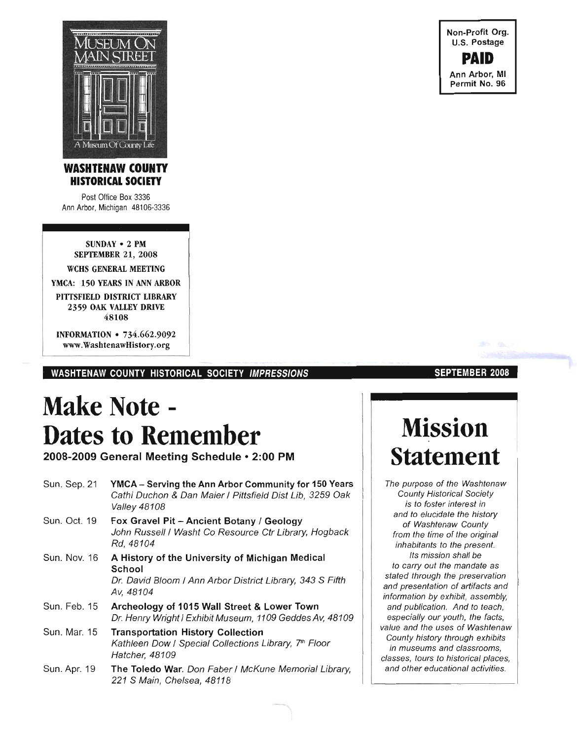MUSEUM ON MAIN STREET

A Museum Of County Life

**WASHTENAW COUNTY HISTORICAL SOCIETY**

Post Office Box 3336
Ann Arbor, Michigan 48106-3336

Non-Profit Org.
U.S. Postage
**PAID**
Ann Arbor, MI
Permit No. 96

SUNDAY • 2 PM
SEPTEMBER 21, 2008

WCHS GENERAL MEETING

YMCA: 150 YEARS IN ANN ARBOR

PITTSFIELD DISTRICT LIBRARY
2359 OAK VALLEY DRIVE
48108

INFORMATION • 734.662.9092
www.WashtenawHistory.org

**WASHTENAW COUNTY HISTORICAL SOCIETY *IMPRESSIONS*** **SEPTEMBER 2008**

# Make Note - Dates to Remember

**2008-2009 General Meeting Schedule • 2:00 PM**

| | |
|---|---|
| Sun. Sep. 21 | **YMCA – Serving the Ann Arbor Community for 150 Years** *Cathi Duchon & Dan Maier / Pittsfield Dist Lib, 3259 Oak Valley 48108* |
| Sun. Oct. 19 | **Fox Gravel Pit – Ancient Botany / Geology** *John Russell / Washt Co Resource Ctr Library, Hogback Rd, 48104* |
| Sun. Nov. 16 | **A History of the University of Michigan Medical School** *Dr. David Bloom / Ann Arbor District Library, 343 S Fifth Av, 48104* |
| Sun. Feb. 15 | **Archeology of 1015 Wall Street & Lower Town** *Dr. Henry Wright / Exhibit Museum, 1109 Geddes Av, 48109* |
| Sun. Mar. 15 | **Transportation History Collection** *Kathleen Dow / Special Collections Library, 7th Floor Hatcher, 48109* |
| Sun. Apr. 19 | **The Toledo War.** *Don Faber / McKune Memorial Library, 221 S Main, Chelsea, 48118* |

# Mission Statement

*The purpose of the Washtenaw County Historical Society is to foster interest in and to elucidate the history of Washtenaw County from the time of the original inhabitants to the present. Its mission shall be to carry out the mandate as stated through the preservation and presentation of artifacts and information by exhibit, assembly, and publication. And to teach, especially our youth, the facts, value and the uses of Washtenaw County history through exhibits in museums and classrooms, classes, tours to historical places, and other educational activities.*